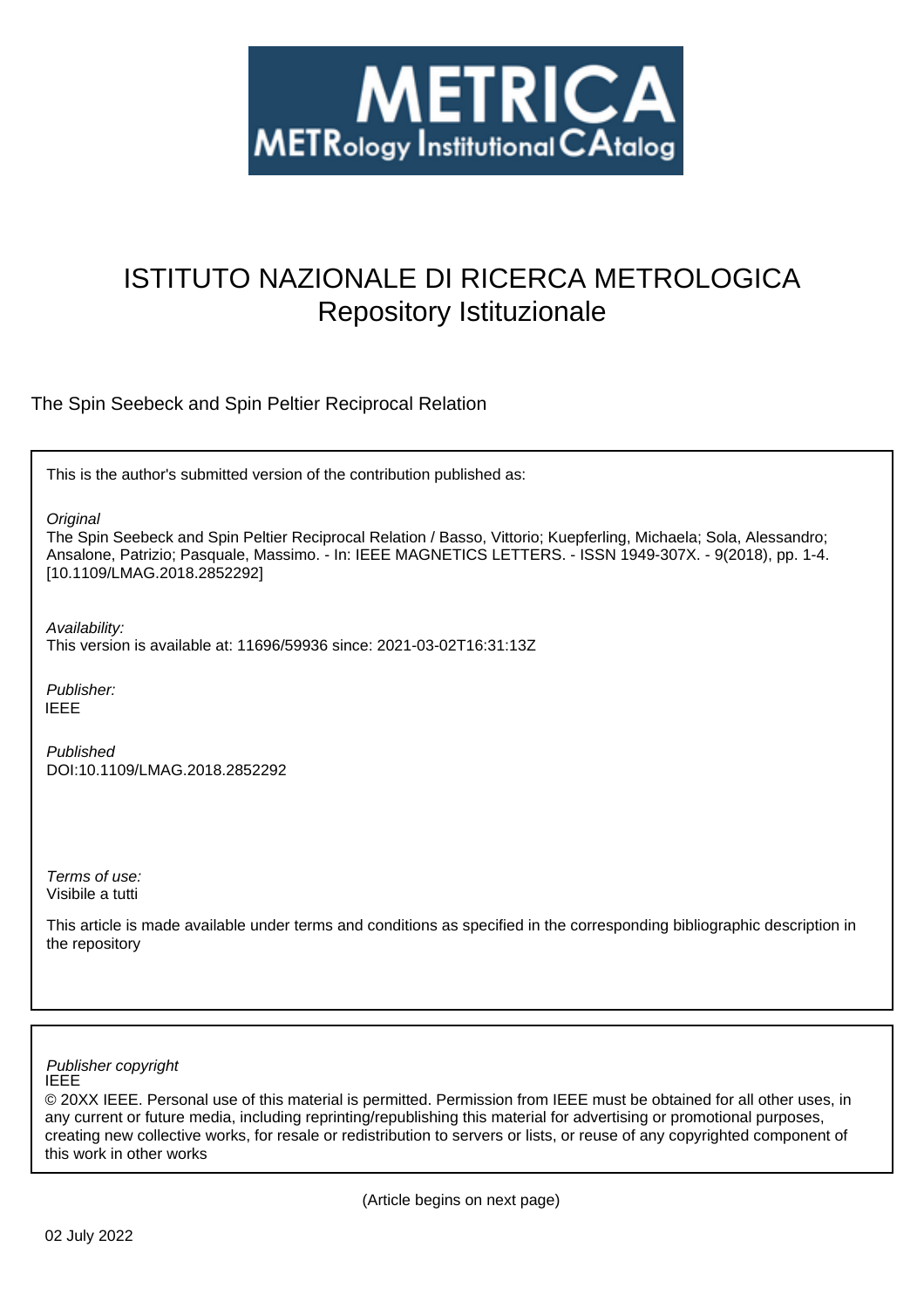METRICA

METRology Institutional CAtalog

# ISTITUTO NAZIONALE DI RICERCA METROLOGICA
# Repository Istituzionale

The Spin Seebeck and Spin Peltier Reciprocal Relation

This is the author's submitted version of the contribution published as:

*Original*

The Spin Seebeck and Spin Peltier Reciprocal Relation / Basso, Vittorio; Kuepferling, Michaela; Sola, Alessandro; Ansalone, Patrizio; Pasquale, Massimo. - In: IEEE MAGNETICS LETTERS. - ISSN 1949-307X. - 9(2018), pp. 1-4. [10.1109/LMAG.2018.2852292]

*Availability:*

This version is available at: 11696/59936 since: 2021-03-02T16:31:13Z

*Publisher:*

IEEE

*Published*

DOI:10.1109/LMAG.2018.2852292

*Terms of use:*

Visibile a tutti

This article is made available under terms and conditions as specified in the corresponding bibliographic description in the repository

*Publisher copyright*

IEEE

© 20XX IEEE. Personal use of this material is permitted. Permission from IEEE must be obtained for all other uses, in any current or future media, including reprinting/republishing this material for advertising or promotional purposes, creating new collective works, for resale or redistribution to servers or lists, or reuse of any copyrighted component of this work in other works

(Article begins on next page)

02 July 2022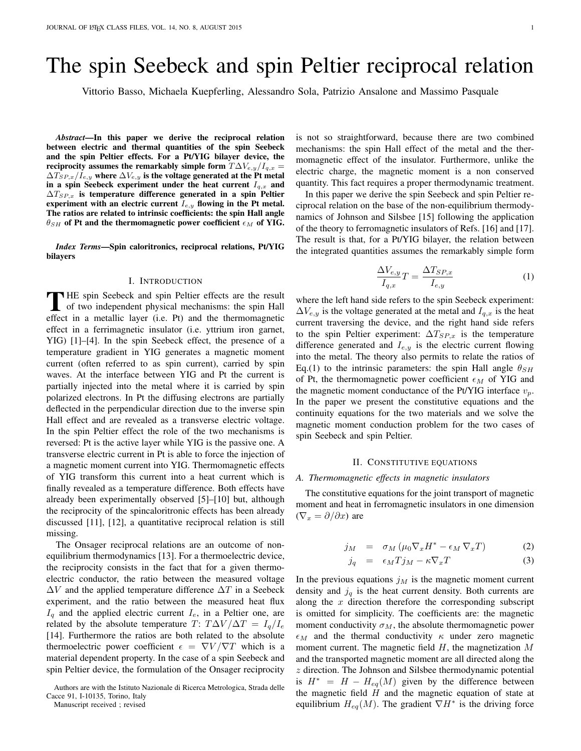# The spin Seebeck and spin Peltier reciprocal relation

Vittorio Basso, Michaela Kuepferling, Alessandro Sola, Patrizio Ansalone and Massimo Pasquale

***Abstract*—In this paper we derive the reciprocal relation between electric and thermal quantities of the spin Seebeck and the spin Peltier effects. For a Pt/YIG bilayer device, the reciprocity assumes the remarkably simple form $T\Delta V_{e,y}/I_{q,x} = \Delta T_{SP,x}/I_{e,y}$ where $\Delta V_{e,y}$ is the voltage generated at the Pt metal in a spin Seebeck experiment under the heat current $I_{q,x}$ and $\Delta T_{SP,x}$ is temperature difference generated in a spin Peltier experiment with an electric current $I_{e,y}$ flowing in the Pt metal. The ratios are related to intrinsic coefficients: the spin Hall angle $\theta_{SH}$ of Pt and the thermomagnetic power coefficient $\epsilon_M$ of YIG.**

***Index Terms*—Spin caloritronics, reciprocal relations, Pt/YIG bilayers**

## I. Introduction

The spin Seebeck and spin Peltier effects are the result of two independent physical mechanisms: the spin Hall effect in a metallic layer (i.e. Pt) and the thermomagnetic effect in a ferrimagnetic insulator (i.e. yttrium iron garnet, YIG) [1]–[4]. In the spin Seebeck effect, the presence of a temperature gradient in YIG generates a magnetic moment current (often referred to as spin current), carried by spin waves. At the interface between YIG and Pt the current is partially injected into the metal where it is carried by spin polarized electrons. In Pt the diffusing electrons are partially deflected in the perpendicular direction due to the inverse spin Hall effect and are revealed as a transverse electric voltage. In the spin Peltier effect the role of the two mechanisms is reversed: Pt is the active layer while YIG is the passive one. A transverse electric current in Pt is able to force the injection of a magnetic moment current into YIG. Thermomagnetic effects of YIG transform this current into a heat current which is finally revealed as a temperature difference. Both effects have already been experimentally observed [5]–[10] but, although the reciprocity of the spincaloritronic effects has been already discussed [11], [12], a quantitative reciprocal relation is still missing.

The Onsager reciprocal relations are an outcome of non-equilibrium thermodynamics [13]. For a thermoelectric device, the reciprocity consists in the fact that for a given thermoelectric conductor, the ratio between the measured voltage $\Delta V$ and the applied temperature difference $\Delta T$ in a Seebeck experiment, and the ratio between the measured heat flux $I_q$ and the applied electric current $I_e$, in a Peltier one, are related by the absolute temperature $T$: $T\Delta V/\Delta T = I_q/I_e$ [14]. Furthermore the ratios are both related to the absolute thermoelectric power coefficient $\epsilon = \nabla V/\nabla T$ which is a material dependent property. In the case of a spin Seebeck and spin Peltier device, the formulation of the Onsager reciprocity is not so straightforward, because there are two combined mechanisms: the spin Hall effect of the metal and the thermomagnetic effect of the insulator. Furthermore, unlike the electric charge, the magnetic moment is a non conserved quantity. This fact requires a proper thermodynamic treatment.

In this paper we derive the spin Seebeck and spin Peltier reciprocal relation on the base of the non-equilibrium thermodynamics of Johnson and Silsbee [15] following the application of the theory to ferromagnetic insulators of Refs. [16] and [17]. The result is that, for a Pt/YIG bilayer, the relation between the integrated quantities assumes the remarkably simple form

$$\frac{\Delta V_{e,y}}{I_{q,x}} T = \frac{\Delta T_{SP,x}}{I_{e,y}} \tag{1}$$

where the left hand side refers to the spin Seebeck experiment: $\Delta V_{e,y}$ is the voltage generated at the metal and $I_{q,x}$ is the heat current traversing the device, and the right hand side refers to the spin Peltier experiment: $\Delta T_{SP,x}$ is the temperature difference generated and $I_{e,y}$ is the electric current flowing into the metal. The theory also permits to relate the ratios of Eq.(1) to the intrinsic parameters: the spin Hall angle $\theta_{SH}$ of Pt, the thermomagnetic power coefficient $\epsilon_M$ of YIG and the magnetic moment conductance of the Pt/YIG interface $v_p$. In the paper we present the constitutive equations and the continuity equations for the two materials and we solve the magnetic moment conduction problem for the two cases of spin Seebeck and spin Peltier.

## II. Constitutive equations

### A. Thermomagnetic effects in magnetic insulators

The constitutive equations for the joint transport of magnetic moment and heat in ferromagnetic insulators in one dimension ($\nabla_x = \partial/\partial x$) are

$$j_M = \sigma_M \left(\mu_0 \nabla_x H^* - \epsilon_M \nabla_x T\right) \tag{2}$$

$$j_q = \epsilon_M T j_M - \kappa \nabla_x T \tag{3}$$

In the previous equations $j_M$ is the magnetic moment current density and $j_q$ is the heat current density. Both currents are along the $x$ direction therefore the corresponding subscript is omitted for simplicity. The coefficients are: the magnetic moment conductivity $\sigma_M$, the absolute thermomagnetic power $\epsilon_M$ and the thermal conductivity $\kappa$ under zero magnetic moment current. The magnetic field $H$, the magnetization $M$ and the transported magnetic moment are all directed along the $z$ direction. The Johnson and Silsbee thermodynamic potential is $H^* = H - H_{eq}(M)$ given by the difference between the magnetic field $H$ and the magnetic equation of state at equilibrium $H_{eq}(M)$. The gradient $\nabla H^*$ is the driving force

Authors are with the Istituto Nazionale di Ricerca Metrologica, Strada delle Cacce 91, I-10135, Torino, Italy

Manuscript received ; revised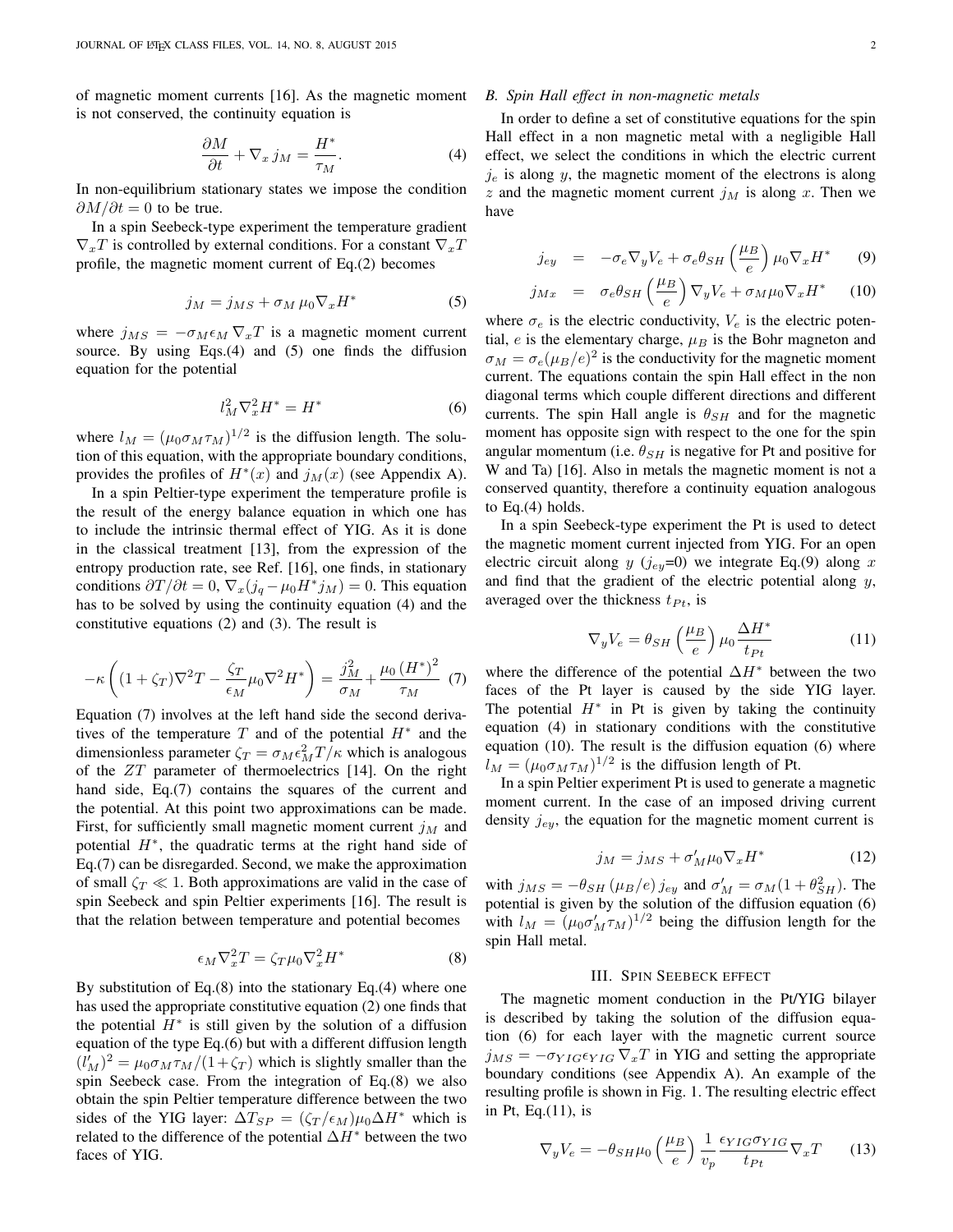of magnetic moment currents [16]. As the magnetic moment is not conserved, the continuity equation is

$$\frac{\partial M}{\partial t} + \nabla_x j_M = \frac{H^*}{\tau_M}. \tag{4}$$

In non-equilibrium stationary states we impose the condition $\partial M/\partial t = 0$ to be true.

In a spin Seebeck-type experiment the temperature gradient $\nabla_x T$ is controlled by external conditions. For a constant $\nabla_x T$ profile, the magnetic moment current of Eq.(2) becomes

$$j_M = j_{MS} + \sigma_M \mu_0 \nabla_x H^* \tag{5}$$

where $j_{MS} = -\sigma_M \epsilon_M \nabla_x T$ is a magnetic moment current source. By using Eqs.(4) and (5) one finds the diffusion equation for the potential

$$l_M^2 \nabla_x^2 H^* = H^* \tag{6}$$

where $l_M = (\mu_0 \sigma_M \tau_M)^{1/2}$ is the diffusion length. The solution of this equation, with the appropriate boundary conditions, provides the profiles of $H^*(x)$ and $j_M(x)$ (see Appendix A).

In a spin Peltier-type experiment the temperature profile is the result of the energy balance equation in which one has to include the intrinsic thermal effect of YIG. As it is done in the classical treatment [13], from the expression of the entropy production rate, see Ref. [16], one finds, in stationary conditions $\partial T/\partial t = 0$, $\nabla_x(j_q - \mu_0 H^* j_M) = 0$. This equation has to be solved by using the continuity equation (4) and the constitutive equations (2) and (3). The result is

$$-\kappa\left((1+\zeta_T)\nabla^2 T - \frac{\zeta_T}{\epsilon_M}\mu_0 \nabla^2 H^*\right) = \frac{j_M^2}{\sigma_M} + \frac{\mu_0 \left(H^*\right)^2}{\tau_M} \tag{7}$$

Equation (7) involves at the left hand side the second derivatives of the temperature $T$ and of the potential $H^*$ and the dimensionless parameter $\zeta_T = \sigma_M \epsilon_M^2 T/\kappa$ which is analogous of the $ZT$ parameter of thermoelectrics [14]. On the right hand side, Eq.(7) contains the squares of the current and the potential. At this point two approximations can be made. First, for sufficiently small magnetic moment current $j_M$ and potential $H^*$, the quadratic terms at the right hand side of Eq.(7) can be disregarded. Second, we make the approximation of small $\zeta_T \ll 1$. Both approximations are valid in the case of spin Seebeck and spin Peltier experiments [16]. The result is that the relation between temperature and potential becomes

$$\epsilon_M \nabla_x^2 T = \zeta_T \mu_0 \nabla_x^2 H^* \tag{8}$$

By substitution of Eq.(8) into the stationary Eq.(4) where one has used the appropriate constitutive equation (2) one finds that the potential $H^*$ is still given by the solution of a diffusion equation of the type Eq.(6) but with a different diffusion length $(l'_M)^2 = \mu_0 \sigma_M \tau_M/(1+\zeta_T)$ which is slightly smaller than the spin Seebeck case. From the integration of Eq.(8) we also obtain the spin Peltier temperature difference between the two sides of the YIG layer: $\Delta T_{SP} = (\zeta_T/\epsilon_M)\mu_0 \Delta H^*$ which is related to the difference of the potential $\Delta H^*$ between the two faces of YIG.

### B. Spin Hall effect in non-magnetic metals

In order to define a set of constitutive equations for the spin Hall effect in a non magnetic metal with a negligible Hall effect, we select the conditions in which the electric current $j_e$ is along $y$, the magnetic moment of the electrons is along $z$ and the magnetic moment current $j_M$ is along $x$. Then we have

$$j_{ey} = -\sigma_e \nabla_y V_e + \sigma_e \theta_{SH}\left(\frac{\mu_B}{e}\right)\mu_0 \nabla_x H^* \tag{9}$$

$$j_{Mx} = \sigma_e \theta_{SH}\left(\frac{\mu_B}{e}\right)\nabla_y V_e + \sigma_M \mu_0 \nabla_x H^* \tag{10}$$

where $\sigma_e$ is the electric conductivity, $V_e$ is the electric potential, $e$ is the elementary charge, $\mu_B$ is the Bohr magneton and $\sigma_M = \sigma_e(\mu_B/e)^2$ is the conductivity for the magnetic moment current. The equations contain the spin Hall effect in the non diagonal terms which couple different directions and different currents. The spin Hall angle is $\theta_{SH}$ and for the magnetic moment has opposite sign with respect to the one for the spin angular momentum (i.e. $\theta_{SH}$ is negative for Pt and positive for W and Ta) [16]. Also in metals the magnetic moment is not a conserved quantity, therefore a continuity equation analogous to Eq.(4) holds.

In a spin Seebeck-type experiment the Pt is used to detect the magnetic moment current injected from YIG. For an open electric circuit along $y$ ($j_{ey}$=0) we integrate Eq.(9) along $x$ and find that the gradient of the electric potential along $y$, averaged over the thickness $t_{Pt}$, is

$$\nabla_y V_e = \theta_{SH}\left(\frac{\mu_B}{e}\right)\mu_0 \frac{\Delta H^*}{t_{Pt}} \tag{11}$$

where the difference of the potential $\Delta H^*$ between the two faces of the Pt layer is caused by the side YIG layer. The potential $H^*$ in Pt is given by taking the continuity equation (4) in stationary conditions with the constitutive equation (10). The result is the diffusion equation (6) where $l_M = (\mu_0 \sigma_M \tau_M)^{1/2}$ is the diffusion length of Pt.

In a spin Peltier experiment Pt is used to generate a magnetic moment current. In the case of an imposed driving current density $j_{ey}$, the equation for the magnetic moment current is

$$j_M = j_{MS} + \sigma'_M \mu_0 \nabla_x H^* \tag{12}$$

with $j_{MS} = -\theta_{SH}(\mu_B/e)\, j_{ey}$ and $\sigma'_M = \sigma_M(1+\theta_{SH}^2)$. The potential is given by the solution of the diffusion equation (6) with $l_M = (\mu_0 \sigma'_M \tau_M)^{1/2}$ being the diffusion length for the spin Hall metal.

## III. Spin Seebeck effect

The magnetic moment conduction in the Pt/YIG bilayer is described by taking the solution of the diffusion equation (6) for each layer with the magnetic current source $j_{MS} = -\sigma_{YIG}\epsilon_{YIG}\nabla_x T$ in YIG and setting the appropriate boundary conditions (see Appendix A). An example of the resulting profile is shown in Fig. 1. The resulting electric effect in Pt, Eq.(11), is

$$\nabla_y V_e = -\theta_{SH}\mu_0\left(\frac{\mu_B}{e}\right)\frac{1}{v_p}\frac{\epsilon_{YIG}\sigma_{YIG}}{t_{Pt}}\nabla_x T \tag{13}$$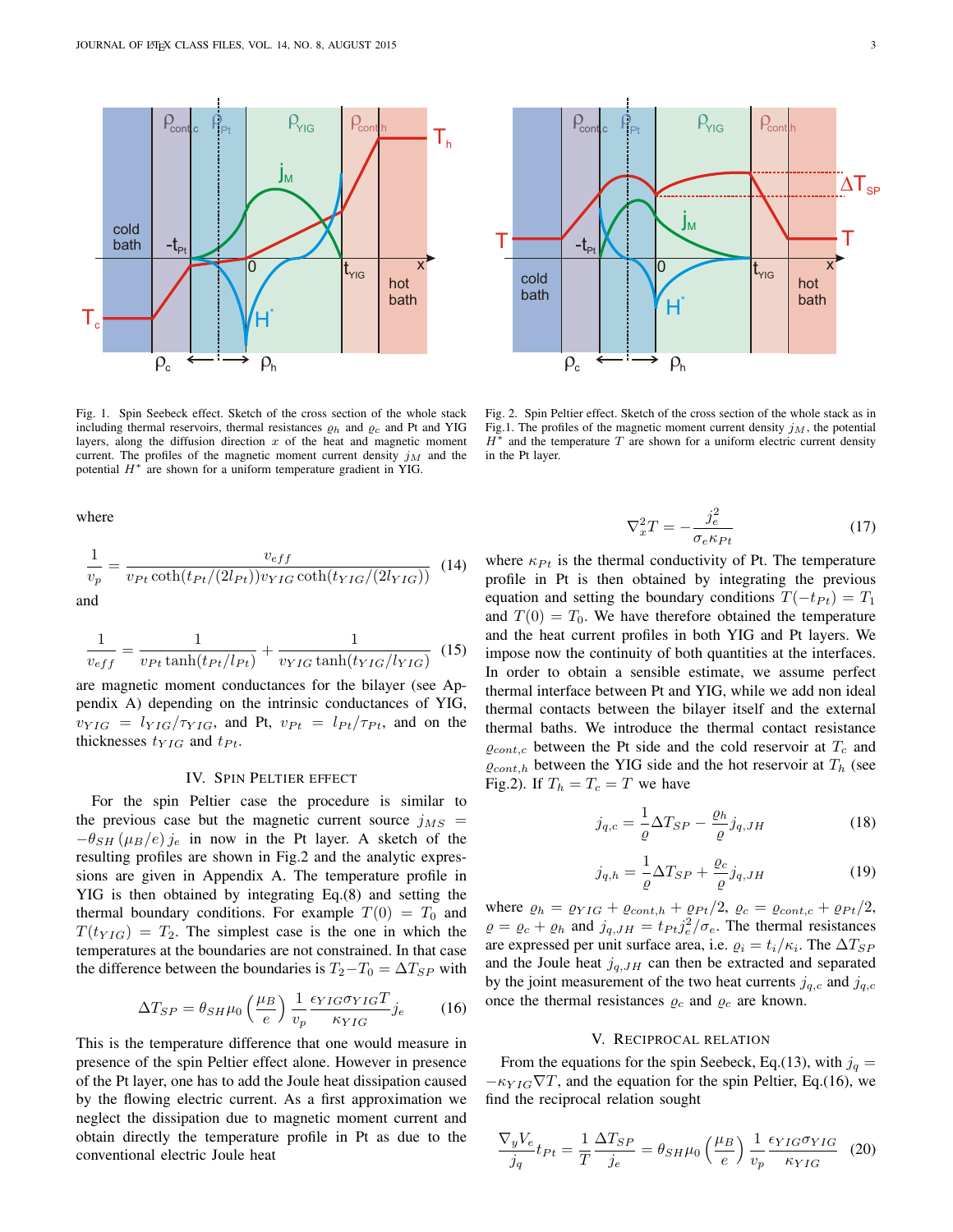Fig. 1. Spin Seebeck effect. Sketch of the cross section of the whole stack including thermal reservoirs, thermal resistances $\varrho_h$ and $\varrho_c$ and Pt and YIG layers, along the diffusion direction $x$ of the heat and magnetic moment current. The profiles of the magnetic moment current density $j_M$ and the potential $H^*$ are shown for a uniform temperature gradient in YIG.

Fig. 2. Spin Peltier effect. Sketch of the cross section of the whole stack as in Fig.1. The profiles of the magnetic moment current density $j_M$, the potential $H^*$ and the temperature $T$ are shown for a uniform electric current density in the Pt layer.

where

$$\frac{1}{v_p} = \frac{v_{eff}}{v_{Pt}\coth(t_{Pt}/(2l_{Pt}))v_{YIG}\coth(t_{YIG}/(2l_{YIG}))} \quad (14)$$

and

$$\frac{1}{v_{eff}} = \frac{1}{v_{Pt}\tanh(t_{Pt}/l_{Pt})} + \frac{1}{v_{YIG}\tanh(t_{YIG}/l_{YIG})} \quad (15)$$

are magnetic moment conductances for the bilayer (see Appendix A) depending on the intrinsic conductances of YIG, $v_{YIG} = l_{YIG}/\tau_{YIG}$, and Pt, $v_{Pt} = l_{Pt}/\tau_{Pt}$, and on the thicknesses $t_{YIG}$ and $t_{Pt}$.

## IV. Spin Peltier effect

For the spin Peltier case the procedure is similar to the previous case but the magnetic current source $j_{MS} = -\theta_{SH}(\mu_B/e)\, j_e$ in now in the Pt layer. A sketch of the resulting profiles are shown in Fig.2 and the analytic expressions are given in Appendix A. The temperature profile in YIG is then obtained by integrating Eq.(8) and setting the thermal boundary conditions. For example $T(0) = T_0$ and $T(t_{YIG}) = T_2$. The simplest case is the one in which the temperatures at the boundaries are not constrained. In that case the difference between the boundaries is $T_2 - T_0 = \Delta T_{SP}$ with

$$\Delta T_{SP} = \theta_{SH}\mu_0\left(\frac{\mu_B}{e}\right)\frac{1}{v_p}\frac{\epsilon_{YIG}\sigma_{YIG}T}{\kappa_{YIG}}j_e \quad (16)$$

This is the temperature difference that one would measure in presence of the spin Peltier effect alone. However in presence of the Pt layer, one has to add the Joule heat dissipation caused by the flowing electric current. As a first approximation we neglect the dissipation due to magnetic moment current and obtain directly the temperature profile in Pt as due to the conventional electric Joule heat

$$\nabla_x^2 T = -\frac{j_e^2}{\sigma_e\kappa_{Pt}} \quad (17)$$

where $\kappa_{Pt}$ is the thermal conductivity of Pt. The temperature profile in Pt is then obtained by integrating the previous equation and setting the boundary conditions $T(-t_{Pt}) = T_1$ and $T(0) = T_0$. We have therefore obtained the temperature and the heat current profiles in both YIG and Pt layers. We impose now the continuity of both quantities at the interfaces. In order to obtain a sensible estimate, we assume perfect thermal interface between Pt and YIG, while we add non ideal thermal contacts between the bilayer itself and the external thermal baths. We introduce the thermal contact resistance $\varrho_{cont,c}$ between the Pt side and the cold reservoir at $T_c$ and $\varrho_{cont,h}$ between the YIG side and the hot reservoir at $T_h$ (see Fig.2). If $T_h = T_c = T$ we have

$$j_{q,c} = \frac{1}{\varrho}\Delta T_{SP} - \frac{\varrho_h}{\varrho}j_{q,JH} \quad (18)$$

$$j_{q,h} = \frac{1}{\varrho}\Delta T_{SP} + \frac{\varrho_c}{\varrho}j_{q,JH} \quad (19)$$

where $\varrho_h = \varrho_{YIG} + \varrho_{cont,h} + \varrho_{Pt}/2$, $\varrho_c = \varrho_{cont,c} + \varrho_{Pt}/2$, $\varrho = \varrho_c + \varrho_h$ and $j_{q,JH} = t_{Pt}j_e^2/\sigma_e$. The thermal resistances are expressed per unit surface area, i.e. $\varrho_i = t_i/\kappa_i$. The $\Delta T_{SP}$ and the Joule heat $j_{q,JH}$ can then be extracted and separated by the joint measurement of the two heat currents $j_{q,c}$ and $j_{q,c}$ once the thermal resistances $\varrho_c$ and $\varrho_c$ are known.

## V. Reciprocal relation

From the equations for the spin Seebeck, Eq.(13), with $j_q = -\kappa_{YIG}\nabla T$, and the equation for the spin Peltier, Eq.(16), we find the reciprocal relation sought

$$\frac{\nabla_y V_e}{j_q}t_{Pt} = \frac{1}{T}\frac{\Delta T_{SP}}{j_e} = \theta_{SH}\mu_0\left(\frac{\mu_B}{e}\right)\frac{1}{v_p}\frac{\epsilon_{YIG}\sigma_{YIG}}{\kappa_{YIG}} \quad (20)$$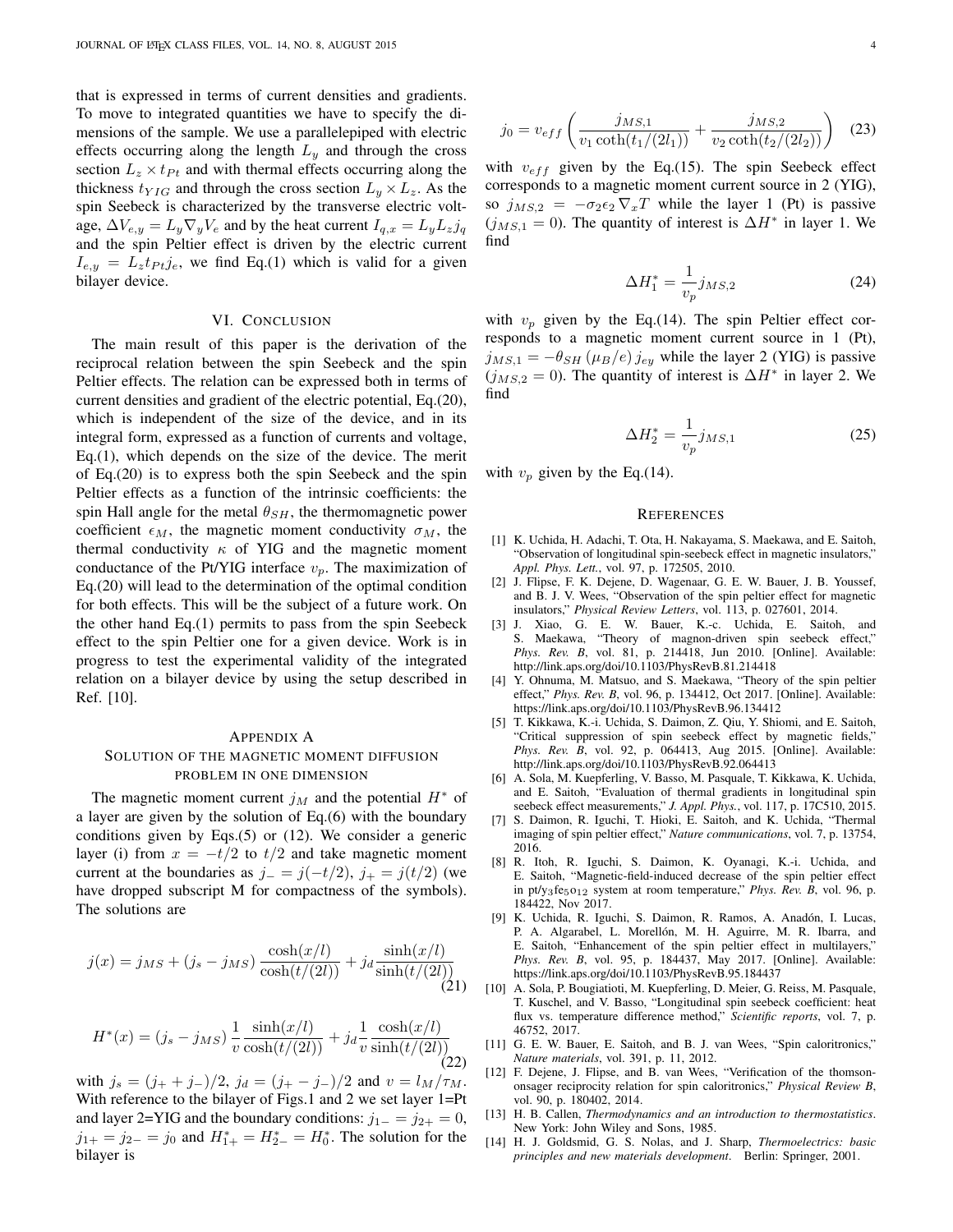that is expressed in terms of current densities and gradients. To move to integrated quantities we have to specify the dimensions of the sample. We use a parallelepiped with electric effects occurring along the length $L_y$ and through the cross section $L_z \times t_{Pt}$ and with thermal effects occurring along the thickness $t_{YIG}$ and through the cross section $L_y \times L_z$. As the spin Seebeck is characterized by the transverse electric voltage, $\Delta V_{e,y} = L_y \nabla_y V_e$ and by the heat current $I_{q,x} = L_y L_z j_q$ and the spin Peltier effect is driven by the electric current $I_{e,y} = L_z t_{Pt} j_e$, we find Eq.(1) which is valid for a given bilayer device.

## VI. Conclusion

The main result of this paper is the derivation of the reciprocal relation between the spin Seebeck and the spin Peltier effects. The relation can be expressed both in terms of current densities and gradient of the electric potential, Eq.(20), which is independent of the size of the device, and in its integral form, expressed as a function of currents and voltage, Eq.(1), which depends on the size of the device. The merit of Eq.(20) is to express both the spin Seebeck and the spin Peltier effects as a function of the intrinsic coefficients: the spin Hall angle for the metal $\theta_{SH}$, the thermomagnetic power coefficient $\epsilon_M$, the magnetic moment conductivity $\sigma_M$, the thermal conductivity $\kappa$ of YIG and the magnetic moment conductance of the Pt/YIG interface $v_p$. The maximization of Eq.(20) will lead to the determination of the optimal condition for both effects. This will be the subject of a future work. On the other hand Eq.(1) permits to pass from the spin Seebeck effect to the spin Peltier one for a given device. Work is in progress to test the experimental validity of the integrated relation on a bilayer device by using the setup described in Ref. [10].

## Appendix A
## Solution of the magnetic moment diffusion problem in one dimension

The magnetic moment current $j_M$ and the potential $H^*$ of a layer are given by the solution of Eq.(6) with the boundary conditions given by Eqs.(5) or (12). We consider a generic layer (i) from $x = -t/2$ to $t/2$ and take magnetic moment current at the boundaries as $j_- = j(-t/2)$, $j_+ = j(t/2)$ (we have dropped subscript M for compactness of the symbols). The solutions are

$$j(x) = j_{MS} + (j_s - j_{MS}) \frac{\cosh(x/l)}{\cosh(t/(2l))} + j_d \frac{\sinh(x/l)}{\sinh(t/(2l))} \tag{21}$$

$$H^*(x) = (j_s - j_{MS}) \frac{1}{v} \frac{\sinh(x/l)}{\cosh(t/(2l))} + j_d \frac{1}{v} \frac{\cosh(x/l)}{\sinh(t/(2l))} \tag{22}$$

with $j_s = (j_+ + j_-)/2$, $j_d = (j_+ - j_-)/2$ and $v = l_M/\tau_M$. With reference to the bilayer of Figs.1 and 2 we set layer 1=Pt and layer 2=YIG and the boundary conditions: $j_{1-} = j_{2+} = 0$, $j_{1+} = j_{2-} = j_0$ and $H^*_{1+} = H^*_{2-} = H^*_0$. The solution for the bilayer is

$$j_0 = v_{eff} \left( \frac{j_{MS,1}}{v_1 \coth(t_1/(2l_1))} + \frac{j_{MS,2}}{v_2 \coth(t_2/(2l_2))} \right) \tag{23}$$

with $v_{eff}$ given by the Eq.(15). The spin Seebeck effect corresponds to a magnetic moment current source in 2 (YIG), so $j_{MS,2} = -\sigma_2 \epsilon_2 \nabla_x T$ while the layer 1 (Pt) is passive ($j_{MS,1} = 0$). The quantity of interest is $\Delta H^*$ in layer 1. We find

$$\Delta H^*_1 = \frac{1}{v_p} j_{MS,2} \tag{24}$$

with $v_p$ given by the Eq.(14). The spin Peltier effect corresponds to a magnetic moment current source in 1 (Pt), $j_{MS,1} = -\theta_{SH} (\mu_B/e) j_{ey}$ while the layer 2 (YIG) is passive ($j_{MS,2} = 0$). The quantity of interest is $\Delta H^*$ in layer 2. We find

$$\Delta H^*_2 = \frac{1}{v_p} j_{MS,1} \tag{25}$$

with $v_p$ given by the Eq.(14).

## References

[1] K. Uchida, H. Adachi, T. Ota, H. Nakayama, S. Maekawa, and E. Saitoh, "Observation of longitudinal spin-seebeck effect in magnetic insulators," *Appl. Phys. Lett.*, vol. 97, p. 172505, 2010.

[2] J. Flipse, F. K. Dejene, D. Wagenaar, G. E. W. Bauer, J. B. Youssef, and B. J. V. Wees, "Observation of the spin peltier effect for magnetic insulators," *Physical Review Letters*, vol. 113, p. 027601, 2014.

[3] J. Xiao, G. E. W. Bauer, K.-c. Uchida, E. Saitoh, and S. Maekawa, "Theory of magnon-driven spin seebeck effect," *Phys. Rev. B*, vol. 81, p. 214418, Jun 2010. [Online]. Available: http://link.aps.org/doi/10.1103/PhysRevB.81.214418

[4] Y. Ohnuma, M. Matsuo, and S. Maekawa, "Theory of the spin peltier effect," *Phys. Rev. B*, vol. 96, p. 134412, Oct 2017. [Online]. Available: https://link.aps.org/doi/10.1103/PhysRevB.96.134412

[5] T. Kikkawa, K.-i. Uchida, S. Daimon, Z. Qiu, Y. Shiomi, and E. Saitoh, "Critical suppression of spin seebeck effect by magnetic fields," *Phys. Rev. B*, vol. 92, p. 064413, Aug 2015. [Online]. Available: http://link.aps.org/doi/10.1103/PhysRevB.92.064413

[6] A. Sola, M. Kuepferling, V. Basso, M. Pasquale, T. Kikkawa, K. Uchida, and E. Saitoh, "Evaluation of thermal gradients in longitudinal spin seebeck effect measurements," *J. Appl. Phys.*, vol. 117, p. 17C510, 2015.

[7] S. Daimon, R. Iguchi, T. Hioki, E. Saitoh, and K. Uchida, "Thermal imaging of spin peltier effect," *Nature communications*, vol. 7, p. 13754, 2016.

[8] R. Itoh, R. Iguchi, S. Daimon, K. Oyanagi, K.-i. Uchida, and E. Saitoh, "Magnetic-field-induced decrease of the spin peltier effect in pt/$y_3fe_5o_{12}$ system at room temperature," *Phys. Rev. B*, vol. 96, p. 184422, Nov 2017.

[9] K. Uchida, R. Iguchi, S. Daimon, R. Ramos, A. Anadón, I. Lucas, P. A. Algarabel, L. Morellón, M. H. Aguirre, M. R. Ibarra, and E. Saitoh, "Enhancement of the spin peltier effect in multilayers," *Phys. Rev. B*, vol. 95, p. 184437, May 2017. [Online]. Available: https://link.aps.org/doi/10.1103/PhysRevB.95.184437

[10] A. Sola, P. Bougiatioti, M. Kuepferling, D. Meier, G. Reiss, M. Pasquale, T. Kuschel, and V. Basso, "Longitudinal spin seebeck coefficient: heat flux vs. temperature difference method," *Scientific reports*, vol. 7, p. 46752, 2017.

[11] G. E. W. Bauer, E. Saitoh, and B. J. van Wees, "Spin caloritronics," *Nature materials*, vol. 391, p. 11, 2012.

[12] F. Dejene, J. Flipse, and B. van Wees, "Verification of the thomson-onsager reciprocity relation for spin caloritronics," *Physical Review B*, vol. 90, p. 180402, 2014.

[13] H. B. Callen, *Thermodynamics and an introduction to thermostatistics*. New York: John Wiley and Sons, 1985.

[14] H. J. Goldsmid, G. S. Nolas, and J. Sharp, *Thermoelectrics: basic principles and new materials development*. Berlin: Springer, 2001.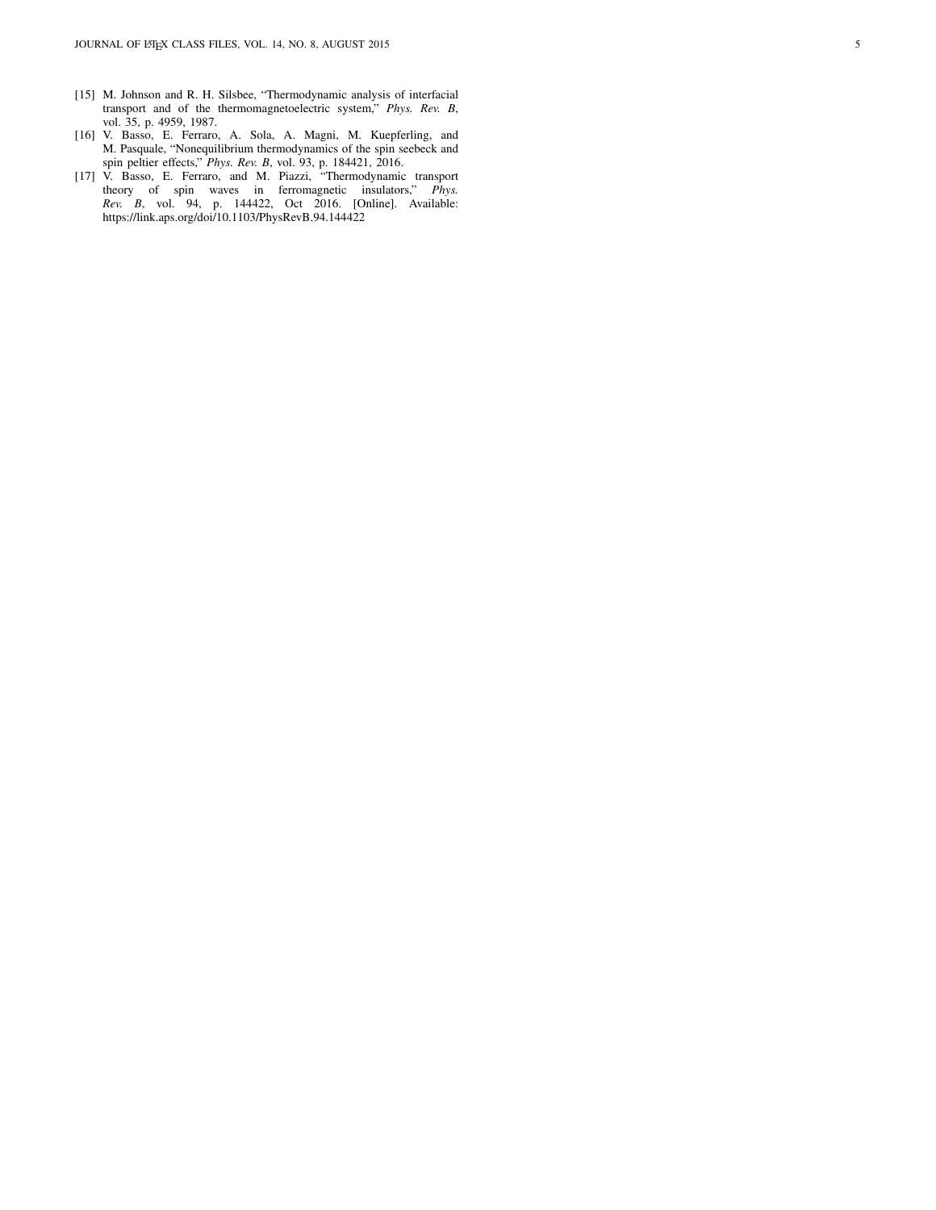[15] M. Johnson and R. H. Silsbee, “Thermodynamic analysis of interfacial transport and of the thermomagnetoelectric system,” *Phys. Rev. B*, vol. 35, p. 4959, 1987.

[16] V. Basso, E. Ferraro, A. Sola, A. Magni, M. Kuepferling, and M. Pasquale, “Nonequilibrium thermodynamics of the spin seebeck and spin peltier effects,” *Phys. Rev. B*, vol. 93, p. 184421, 2016.

[17] V. Basso, E. Ferraro, and M. Piazzi, “Thermodynamic transport theory of spin waves in ferromagnetic insulators,” *Phys. Rev. B*, vol. 94, p. 144422, Oct 2016. [Online]. Available: https://link.aps.org/doi/10.1103/PhysRevB.94.144422